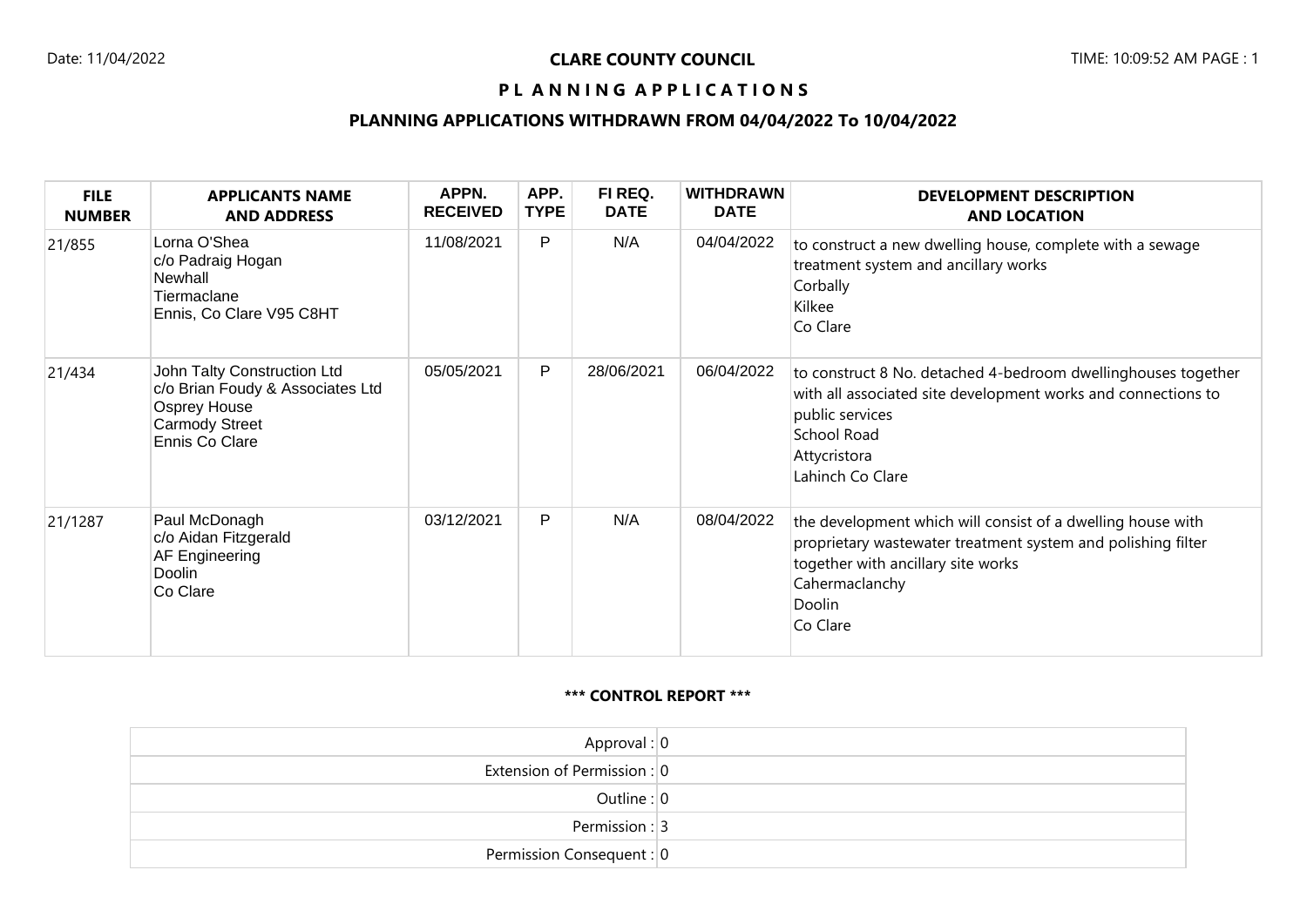Date: 11/04/2022 **CLARE COUNTY COUNCIL** TIME: 10:09:52 AM

# CLARE COUNTY COUNCIL

## P L A N N I N G A P P L I C A T I O N S

### PLANNING APPLICATIONS WITHDRAWN FROM 04/04/2022 To 10/04/2022

| FILE NUMBER | APPLICANTS NAME AND ADDRESS | APPN. RECEIVED | APP. TYPE | FI REQ. DATE | WITHDRAWN DATE | DEVELOPMENT DESCRIPTION AND LOCATION |
|---|---|---|---|---|---|---|
| 21/855 | Lorna O'Shea<br>c/o Padraig Hogan<br>Newhall<br>Tiermaclane<br>Ennis, Co Clare V95 C8HT | 11/08/2021 | P | N/A | 04/04/2022 | to construct a new dwelling house, complete with a sewage treatment system and ancillary works<br>Corbally<br>Kilkee<br>Co Clare |
| 21/434 | John Talty Construction Ltd<br>c/o Brian Foudy & Associates Ltd<br>Osprey House<br>Carmody Street<br>Ennis Co Clare | 05/05/2021 | P | 28/06/2021 | 06/04/2022 | to construct 8 No. detached 4-bedroom dwellinghouses together with all associated site development works and connections to public services<br>School Road<br>Attycristora<br>Lahinch Co Clare |
| 21/1287 | Paul McDonagh<br>c/o Aidan Fitzgerald<br>AF Engineering<br>Doolin<br>Co Clare | 03/12/2021 | P | N/A | 08/04/2022 | the development which will consist of a dwelling house with proprietary wastewater treatment system and polishing filter together with ancillary site works<br>Cahermaclanchy<br>Doolin<br>Co Clare |

**\*\*\* CONTROL REPORT \*\*\***

| | |
|---|---|
| Approval : | 0 |
| Extension of Permission : | 0 |
| Outline : | 0 |
| Permission : | 3 |
| Permission Consequent : | 0 |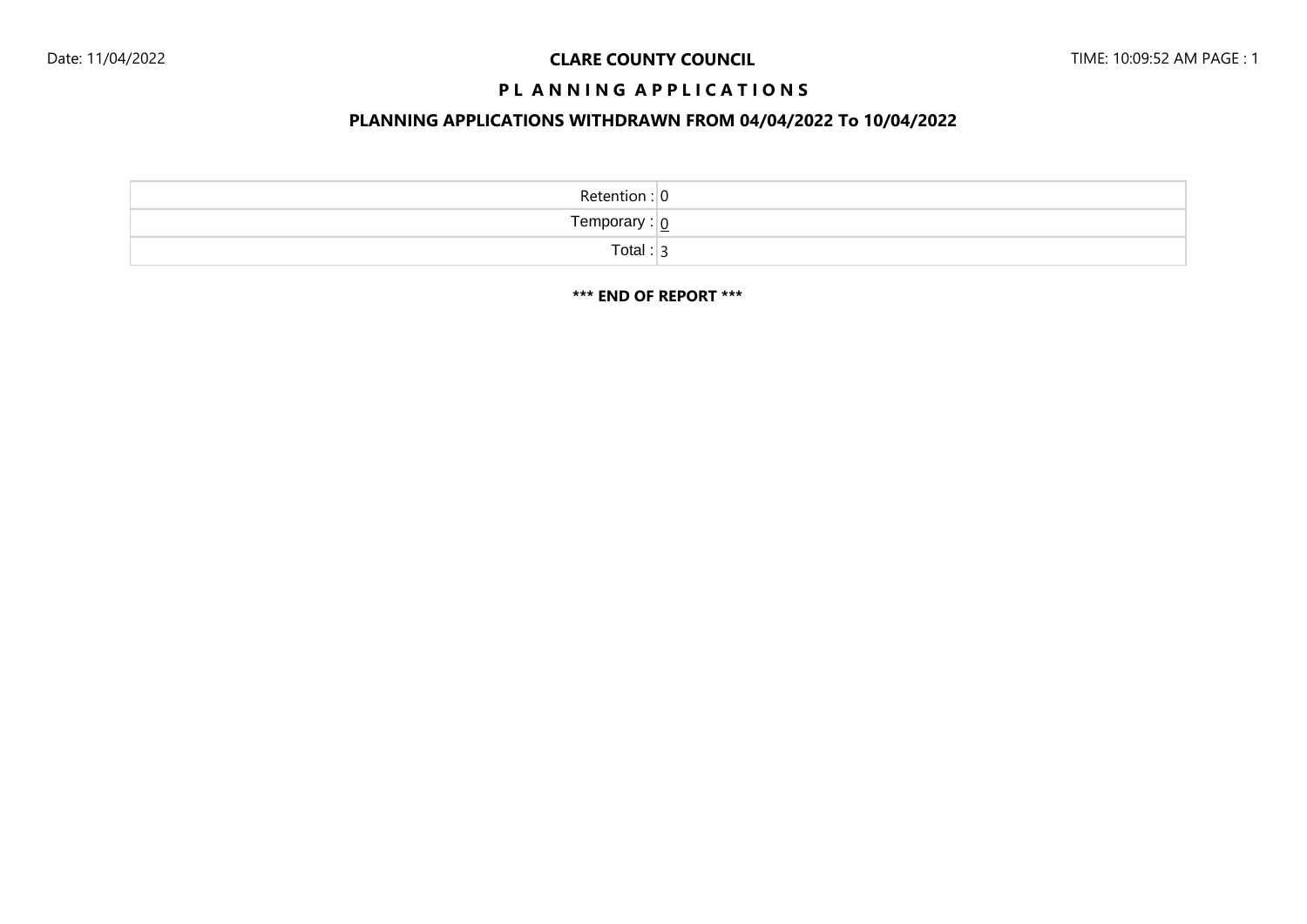Date: 11/04/2022

**CLARE COUNTY COUNCIL**

TIME: 10:09:52 AM PAGE : 1

## P L A N N I N G A P P L I C A T I O N S

### PLANNING APPLICATIONS WITHDRAWN FROM 04/04/2022 To 10/04/2022

| | |
|---|---|
| Retention : | 0 |
| Temporary : | 0 |
| Total : | 3 |

**\*\*\* END OF REPORT \*\*\***